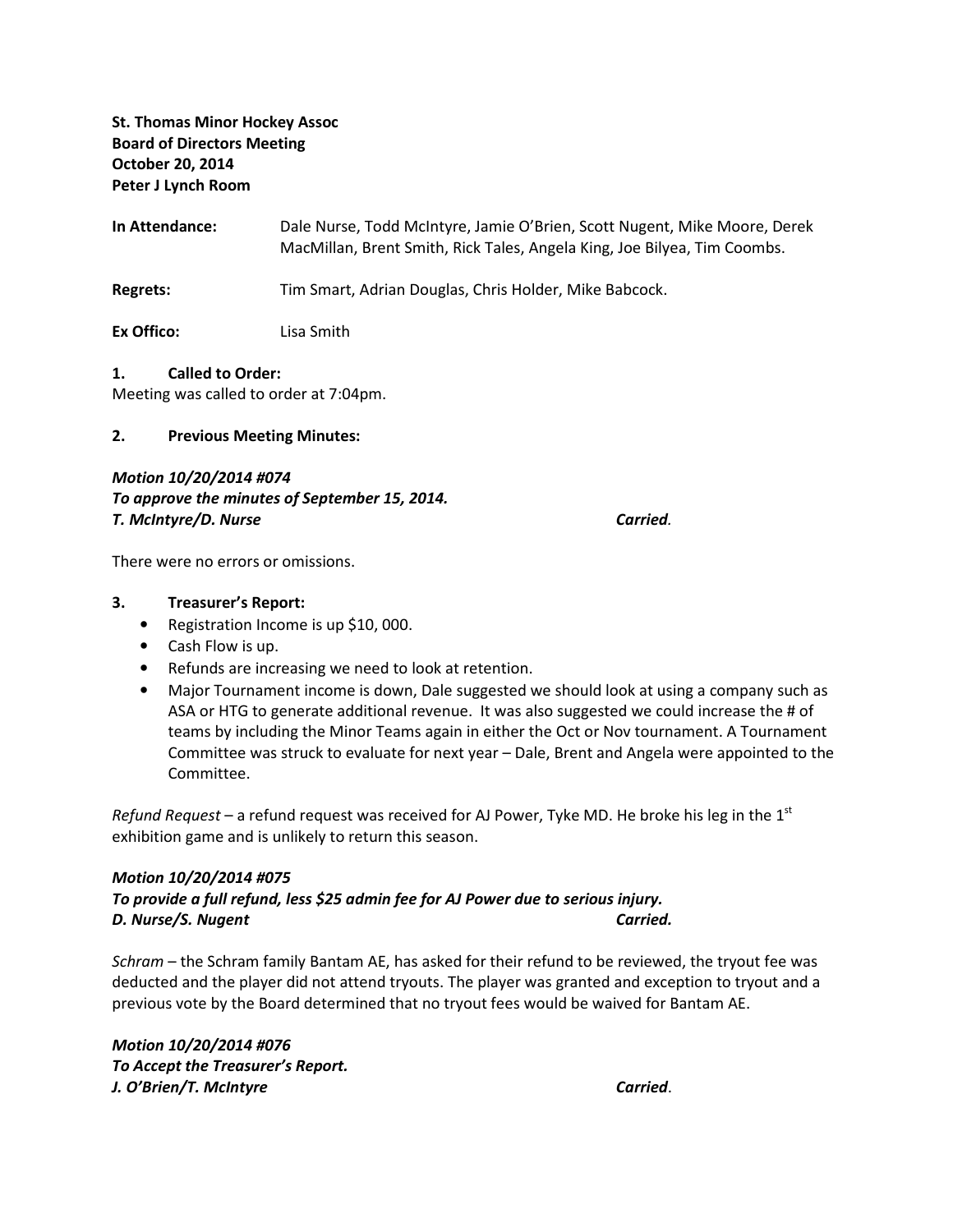**St. Thomas Minor Hockey Assoc**
**Board of Directors Meeting**
**October 20, 2014**
**Peter J Lynch Room**

**In Attendance:** Dale Nurse, Todd McIntyre, Jamie O'Brien, Scott Nugent, Mike Moore, Derek MacMillan, Brent Smith, Rick Tales, Angela King, Joe Bilyea, Tim Coombs.

**Regrets:** Tim Smart, Adrian Douglas, Chris Holder, Mike Babcock.

**Ex Offico:** Lisa Smith

## 1. Called to Order:

Meeting was called to order at 7:04pm.

## 2. Previous Meeting Minutes:

***Motion 10/20/2014 #074***
***To approve the minutes of September 15, 2014.***
***T. McIntyre/D. Nurse*** *Carried.*

There were no errors or omissions.

## 3. Treasurer's Report:

- Registration Income is up $10, 000.
- Cash Flow is up.
- Refunds are increasing we need to look at retention.
- Major Tournament income is down, Dale suggested we should look at using a company such as ASA or HTG to generate additional revenue. It was also suggested we could increase the # of teams by including the Minor Teams again in either the Oct or Nov tournament. A Tournament Committee was struck to evaluate for next year – Dale, Brent and Angela were appointed to the Committee.

*Refund Request* – a refund request was received for AJ Power, Tyke MD. He broke his leg in the 1st exhibition game and is unlikely to return this season.

***Motion 10/20/2014 #075***
***To provide a full refund, less $25 admin fee for AJ Power due to serious injury.***
***D. Nurse/S. Nugent*** ***Carried.***

*Schram* – the Schram family Bantam AE, has asked for their refund to be reviewed, the tryout fee was deducted and the player did not attend tryouts. The player was granted and exception to tryout and a previous vote by the Board determined that no tryout fees would be waived for Bantam AE.

***Motion 10/20/2014 #076***
***To Accept the Treasurer's Report.***
***J. O'Brien/T. McIntyre*** ***Carried.***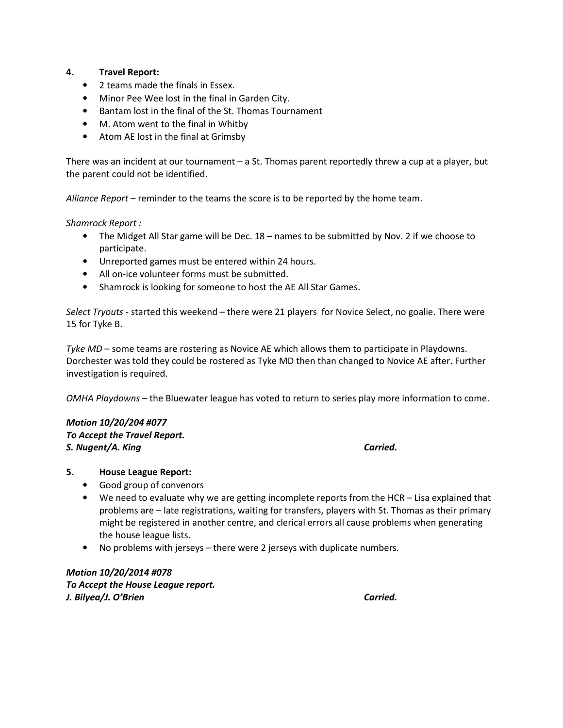**4. Travel Report:**

- 2 teams made the finals in Essex.
- Minor Pee Wee lost in the final in Garden City.
- Bantam lost in the final of the St. Thomas Tournament
- M. Atom went to the final in Whitby
- Atom AE lost in the final at Grimsby

There was an incident at our tournament – a St. Thomas parent reportedly threw a cup at a player, but the parent could not be identified.

*Alliance Report* – reminder to the teams the score is to be reported by the home team.

*Shamrock Report :*

- The Midget All Star game will be Dec. 18 – names to be submitted by Nov. 2 if we choose to participate.
- Unreported games must be entered within 24 hours.
- All on-ice volunteer forms must be submitted.
- Shamrock is looking for someone to host the AE All Star Games.

*Select Tryouts* - started this weekend – there were 21 players for Novice Select, no goalie. There were 15 for Tyke B.

*Tyke MD* – some teams are rostering as Novice AE which allows them to participate in Playdowns. Dorchester was told they could be rostered as Tyke MD then than changed to Novice AE after. Further investigation is required.

*OMHA Playdowns* – the Bluewater league has voted to return to series play more information to come.

***Motion 10/20/204 #077***
***To Accept the Travel Report.***
***S. Nugent/A. King*** ***Carried.***

**5. House League Report:**

- Good group of convenors
- We need to evaluate why we are getting incomplete reports from the HCR – Lisa explained that problems are – late registrations, waiting for transfers, players with St. Thomas as their primary might be registered in another centre, and clerical errors all cause problems when generating the house league lists.
- No problems with jerseys – there were 2 jerseys with duplicate numbers.

***Motion 10/20/2014 #078***
***To Accept the House League report.***
***J. Bilyea/J. O'Brien*** ***Carried.***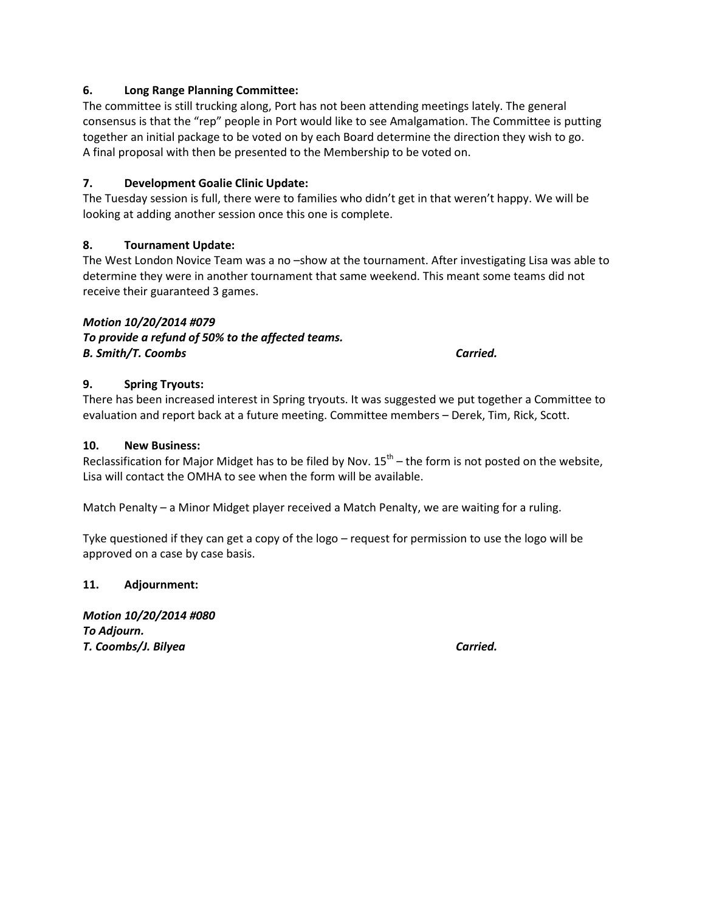**6. Long Range Planning Committee:**

The committee is still trucking along, Port has not been attending meetings lately. The general consensus is that the "rep" people in Port would like to see Amalgamation. The Committee is putting together an initial package to be voted on by each Board determine the direction they wish to go. A final proposal with then be presented to the Membership to be voted on.

**7. Development Goalie Clinic Update:**

The Tuesday session is full, there were to families who didn't get in that weren't happy. We will be looking at adding another session once this one is complete.

**8. Tournament Update:**

The West London Novice Team was a no –show at the tournament. After investigating Lisa was able to determine they were in another tournament that same weekend. This meant some teams did not receive their guaranteed 3 games.

***Motion 10/20/2014 #079***
***To provide a refund of 50% to the affected teams.***
***B. Smith/T. Coombs*** ***Carried.***

**9. Spring Tryouts:**

There has been increased interest in Spring tryouts. It was suggested we put together a Committee to evaluation and report back at a future meeting. Committee members – Derek, Tim, Rick, Scott.

**10. New Business:**

Reclassification for Major Midget has to be filed by Nov. 15th – the form is not posted on the website, Lisa will contact the OMHA to see when the form will be available.

Match Penalty – a Minor Midget player received a Match Penalty, we are waiting for a ruling.

Tyke questioned if they can get a copy of the logo – request for permission to use the logo will be approved on a case by case basis.

**11. Adjournment:**

***Motion 10/20/2014 #080***
***To Adjourn.***
***T. Coombs/J. Bilyea*** ***Carried.***